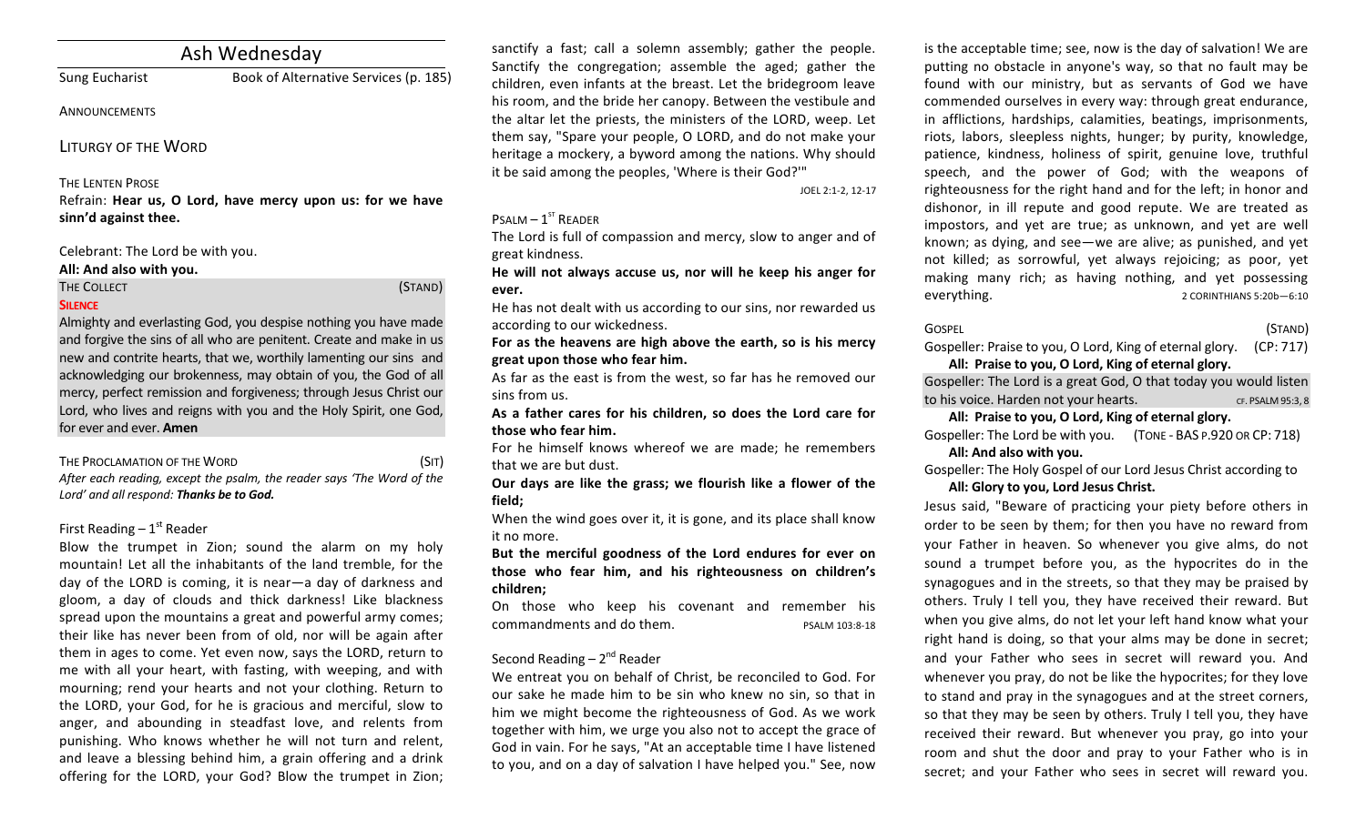# Ash Wednesday

Sung Eucharist — Book of Alternative Services (p. 185)

ANNOUNCEMENTS

## LITURGY OF THE WORD

THE LENTEN PROSE

Refrain: **Hear us, O Lord, have mercy upon us: for we have sinn'd against thee.**

Celebrant: The Lord be with you.

**All: And also with you.**

THE COLLECT (STAND)

**SILENCE**

Almighty and everlasting God, you despise nothing you have made and forgive the sins of all who are penitent. Create and make in us new and contrite hearts, that we, worthily lamenting our sins and acknowledging our brokenness, may obtain of you, the God of all mercy, perfect remission and forgiveness; through Jesus Christ our Lord, who lives and reigns with you and the Holy Spirit, one God, for ever and ever. **Amen**

THE PROCLAMATION OF THE WORD (SIT)

*After each reading, except the psalm, the reader says 'The Word of the Lord' and all respond: **Thanks be to God.***

First Reading – 1st Reader

Blow the trumpet in Zion; sound the alarm on my holy mountain! Let all the inhabitants of the land tremble, for the day of the LORD is coming, it is near—a day of darkness and gloom, a day of clouds and thick darkness! Like blackness spread upon the mountains a great and powerful army comes; their like has never been from of old, nor will be again after them in ages to come. Yet even now, says the LORD, return to me with all your heart, with fasting, with weeping, and with mourning; rend your hearts and not your clothing. Return to the LORD, your God, for he is gracious and merciful, slow to anger, and abounding in steadfast love, and relents from punishing. Who knows whether he will not turn and relent, and leave a blessing behind him, a grain offering and a drink offering for the LORD, your God? Blow the trumpet in Zion; sanctify a fast; call a solemn assembly; gather the people. Sanctify the congregation; assemble the aged; gather the children, even infants at the breast. Let the bridegroom leave his room, and the bride her canopy. Between the vestibule and the altar let the priests, the ministers of the LORD, weep. Let them say, "Spare your people, O LORD, and do not make your heritage a mockery, a byword among the nations. Why should it be said among the peoples, 'Where is their God?'"

JOEL 2:1-2, 12-17

PSALM – 1ST READER

The Lord is full of compassion and mercy, slow to anger and of great kindness.

**He will not always accuse us, nor will he keep his anger for ever.**

He has not dealt with us according to our sins, nor rewarded us according to our wickedness.

**For as the heavens are high above the earth, so is his mercy great upon those who fear him.**

As far as the east is from the west, so far has he removed our sins from us.

**As a father cares for his children, so does the Lord care for those who fear him.**

For he himself knows whereof we are made; he remembers that we are but dust.

**Our days are like the grass; we flourish like a flower of the field;**

When the wind goes over it, it is gone, and its place shall know it no more.

**But the merciful goodness of the Lord endures for ever on those who fear him, and his righteousness on children's children;**

On those who keep his covenant and remember his commandments and do them.

PSALM 103:8-18

Second Reading – 2nd Reader

We entreat you on behalf of Christ, be reconciled to God. For our sake he made him to be sin who knew no sin, so that in him we might become the righteousness of God. As we work together with him, we urge you also not to accept the grace of God in vain. For he says, "At an acceptable time I have listened to you, and on a day of salvation I have helped you." See, now is the acceptable time; see, now is the day of salvation! We are putting no obstacle in anyone's way, so that no fault may be found with our ministry, but as servants of God we have commended ourselves in every way: through great endurance, in afflictions, hardships, calamities, beatings, imprisonments, riots, labors, sleepless nights, hunger; by purity, knowledge, patience, kindness, holiness of spirit, genuine love, truthful speech, and the power of God; with the weapons of righteousness for the right hand and for the left; in honor and dishonor, in ill repute and good repute. We are treated as impostors, and yet are true; as unknown, and yet are well known; as dying, and see—we are alive; as punished, and yet not killed; as sorrowful, yet always rejoicing; as poor, yet making many rich; as having nothing, and yet possessing everything.

2 CORINTHIANS 5:20b—6:10

GOSPEL (STAND)

Gospeller: Praise to you, O Lord, King of eternal glory. (CP: 717)

**All: Praise to you, O Lord, King of eternal glory.**

Gospeller: The Lord is a great God, O that today you would listen to his voice. Harden not your hearts. CF. PSALM 95:3, 8

**All: Praise to you, O Lord, King of eternal glory.**

Gospeller: The Lord be with you. (TONE - BAS P.920 OR CP: 718)

**All: And also with you.**

Gospeller: The Holy Gospel of our Lord Jesus Christ according to

**All: Glory to you, Lord Jesus Christ.**

Jesus said, "Beware of practicing your piety before others in order to be seen by them; for then you have no reward from your Father in heaven. So whenever you give alms, do not sound a trumpet before you, as the hypocrites do in the synagogues and in the streets, so that they may be praised by others. Truly I tell you, they have received their reward. But when you give alms, do not let your left hand know what your right hand is doing, so that your alms may be done in secret; and your Father who sees in secret will reward you. And whenever you pray, do not be like the hypocrites; for they love to stand and pray in the synagogues and at the street corners, so that they may be seen by others. Truly I tell you, they have received their reward. But whenever you pray, go into your room and shut the door and pray to your Father who is in secret; and your Father who sees in secret will reward you.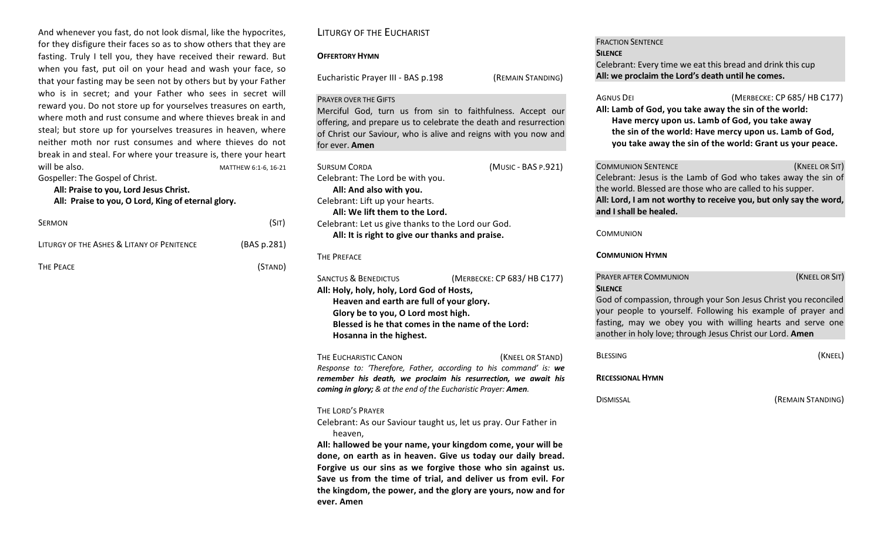And whenever you fast, do not look dismal, like the hypocrites, for they disfigure their faces so as to show others that they are fasting. Truly I tell you, they have received their reward. But when you fast, put oil on your head and wash your face, so that your fasting may be seen not by others but by your Father who is in secret; and your Father who sees in secret will reward you. Do not store up for yourselves treasures on earth, where moth and rust consume and where thieves break in and steal; but store up for yourselves treasures in heaven, where neither moth nor rust consumes and where thieves do not break in and steal. For where your treasure is, there your heart will be also. MATTHEW 6:1-6, 16-21

Gospeller: The Gospel of Christ.

**All: Praise to you, Lord Jesus Christ.**

**All: Praise to you, O Lord, King of eternal glory.**

SERMON (SIT)

LITURGY OF THE ASHES & LITANY OF PENITENCE (BAS p.281)

THE PEACE (STAND)

## LITURGY OF THE EUCHARIST

**OFFERTORY HYMN**

Eucharistic Prayer III - BAS p.198 (REMAIN STANDING)

PRAYER OVER THE GIFTS

Merciful God, turn us from sin to faithfulness. Accept our offering, and prepare us to celebrate the death and resurrection of Christ our Saviour, who is alive and reigns with you now and for ever. **Amen**

SURSUM CORDA (MUSIC - BAS P.921)

Celebrant: The Lord be with you.

**All: And also with you.**

Celebrant: Lift up your hearts.

**All: We lift them to the Lord.**

Celebrant: Let us give thanks to the Lord our God.

**All: It is right to give our thanks and praise.**

THE PREFACE

SANCTUS & BENEDICTUS (MERBECKE: CP 683/ HB C177)

**All: Holy, holy, holy, Lord God of Hosts,**
**Heaven and earth are full of your glory.**
**Glory be to you, O Lord most high.**
**Blessed is he that comes in the name of the Lord:**
**Hosanna in the highest.**

THE EUCHARISTIC CANON (KNEEL OR STAND)

*Response to: 'Therefore, Father, according to his command' is:* ***we remember his death, we proclaim his resurrection, we await his coming in glory;*** *& at the end of the Eucharistic Prayer:* ***Amen****.*

THE LORD'S PRAYER

Celebrant: As our Saviour taught us, let us pray. Our Father in heaven,

**All: hallowed be your name, your kingdom come, your will be done, on earth as in heaven. Give us today our daily bread. Forgive us our sins as we forgive those who sin against us. Save us from the time of trial, and deliver us from evil. For the kingdom, the power, and the glory are yours, now and for ever. Amen**

FRACTION SENTENCE

**SILENCE**

Celebrant: Every time we eat this bread and drink this cup

**All: we proclaim the Lord's death until he comes.**

AGNUS DEI (MERBECKE: CP 685/ HB C177)

**All: Lamb of God, you take away the sin of the world:**
**Have mercy upon us. Lamb of God, you take away**
**the sin of the world: Have mercy upon us. Lamb of God,**
**you take away the sin of the world: Grant us your peace.**

COMMUNION SENTENCE (KNEEL OR SIT)

Celebrant: Jesus is the Lamb of God who takes away the sin of the world. Blessed are those who are called to his supper.

**All: Lord, I am not worthy to receive you, but only say the word, and I shall be healed.**

COMMUNION

**COMMUNION HYMN**

PRAYER AFTER COMMUNION (KNEEL OR SIT)

**SILENCE**

God of compassion, through your Son Jesus Christ you reconciled your people to yourself. Following his example of prayer and fasting, may we obey you with willing hearts and serve one another in holy love; through Jesus Christ our Lord. **Amen**

BLESSING (KNEEL)

**RECESSIONAL HYMN**

DISMISSAL (REMAIN STANDING)